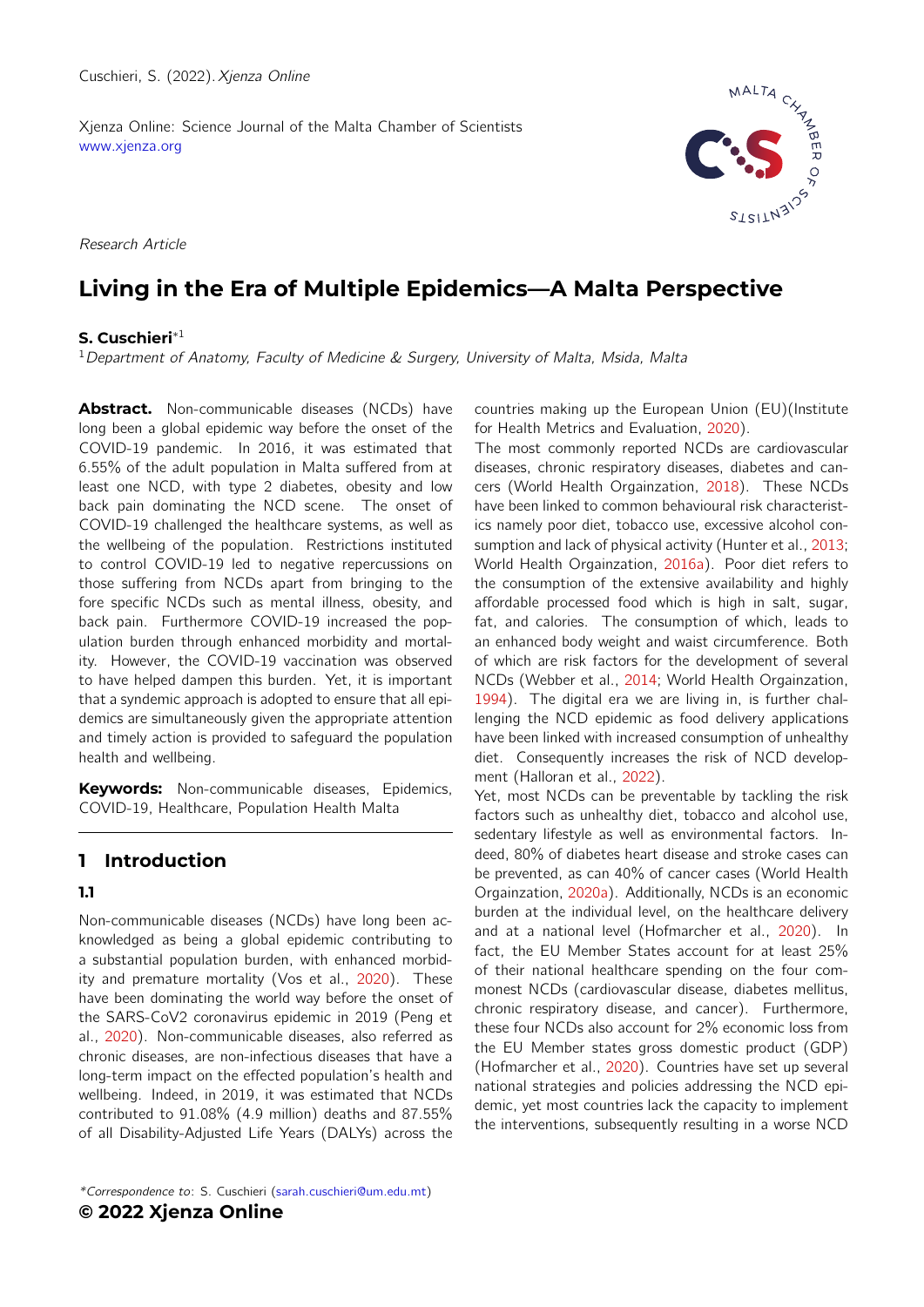Cuschieri, S. (2022). *Xjenza Online*

Xjenza Online: Science Journal of the Malta Chamber of Scientists
www.xjenza.org

*Research Article*

# Living in the Era of Multiple Epidemics—A Malta Perspective

**S. Cuschieri**[*1]

[1]*Department of Anatomy, Faculty of Medicine & Surgery, University of Malta, Msida, Malta*

**Abstract.** Non-communicable diseases (NCDs) have long been a global epidemic way before the onset of the COVID-19 pandemic. In 2016, it was estimated that 6.55% of the adult population in Malta suffered from at least one NCD, with type 2 diabetes, obesity and low back pain dominating the NCD scene. The onset of COVID-19 challenged the healthcare systems, as well as the wellbeing of the population. Restrictions instituted to control COVID-19 led to negative repercussions on those suffering from NCDs apart from bringing to the fore specific NCDs such as mental illness, obesity, and back pain. Furthermore COVID-19 increased the population burden through enhanced morbidity and mortality. However, the COVID-19 vaccination was observed to have helped dampen this burden. Yet, it is important that a syndemic approach is adopted to ensure that all epidemics are simultaneously given the appropriate attention and timely action is provided to safeguard the population health and wellbeing.

**Keywords:** Non-communicable diseases, Epidemics, COVID-19, Healthcare, Population Health Malta

## 1 Introduction

### 1.1

Non-communicable diseases (NCDs) have long been acknowledged as being a global epidemic contributing to a substantial population burden, with enhanced morbidity and premature mortality (Vos et al., 2020). These have been dominating the world way before the onset of the SARS-CoV2 coronavirus epidemic in 2019 (Peng et al., 2020). Non-communicable diseases, also referred as chronic diseases, are non-infectious diseases that have a long-term impact on the effected population's health and wellbeing. Indeed, in 2019, it was estimated that NCDs contributed to 91.08% (4.9 million) deaths and 87.55% of all Disability-Adjusted Life Years (DALYs) across the countries making up the European Union (EU)(Institute for Health Metrics and Evaluation, 2020).

The most commonly reported NCDs are cardiovascular diseases, chronic respiratory diseases, diabetes and cancers (World Health Orgainzation, 2018). These NCDs have been linked to common behavioural risk characteristics namely poor diet, tobacco use, excessive alcohol consumption and lack of physical activity (Hunter et al., 2013; World Health Orgainzation, 2016a). Poor diet refers to the consumption of the extensive availability and highly affordable processed food which is high in salt, sugar, fat, and calories. The consumption of which, leads to an enhanced body weight and waist circumference. Both of which are risk factors for the development of several NCDs (Webber et al., 2014; World Health Orgainzation, 1994). The digital era we are living in, is further challenging the NCD epidemic as food delivery applications have been linked with increased consumption of unhealthy diet. Consequently increases the risk of NCD development (Halloran et al., 2022).

Yet, most NCDs can be preventable by tackling the risk factors such as unhealthy diet, tobacco and alcohol use, sedentary lifestyle as well as environmental factors. Indeed, 80% of diabetes heart disease and stroke cases can be prevented, as can 40% of cancer cases (World Health Orgainzation, 2020a). Additionally, NCDs is an economic burden at the individual level, on the healthcare delivery and at a national level (Hofmarcher et al., 2020). In fact, the EU Member States account for at least 25% of their national healthcare spending on the four commonest NCDs (cardiovascular disease, diabetes mellitus, chronic respiratory disease, and cancer). Furthermore, these four NCDs also account for 2% economic loss from the EU Member states gross domestic product (GDP) (Hofmarcher et al., 2020). Countries have set up several national strategies and policies addressing the NCD epidemic, yet most countries lack the capacity to implement the interventions, subsequently resulting in a worse NCD

*Correspondence to: S. Cuschieri (sarah.cuschieri@um.edu.mt)

**© 2022 Xjenza Online**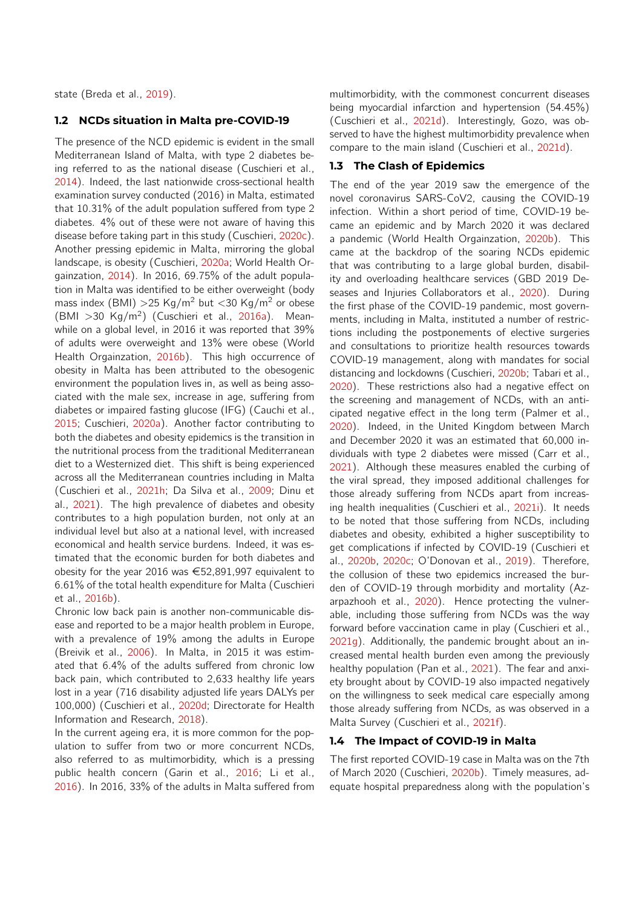state (Breda et al., 2019).

## 1.2 NCDs situation in Malta pre-COVID-19

The presence of the NCD epidemic is evident in the small Mediterranean Island of Malta, with type 2 diabetes being referred to as the national disease (Cuschieri et al., 2014). Indeed, the last nationwide cross-sectional health examination survey conducted (2016) in Malta, estimated that 10.31% of the adult population suffered from type 2 diabetes. 4% out of these were not aware of having this disease before taking part in this study (Cuschieri, 2020c). Another pressing epidemic in Malta, mirroring the global landscape, is obesity (Cuschieri, 2020a; World Health Orgainzation, 2014). In 2016, 69.75% of the adult population in Malta was identified to be either overweight (body mass index (BMI) >25 Kg/m$^2$ but <30 Kg/m$^2$ or obese (BMI >30 Kg/m$^2$) (Cuschieri et al., 2016a). Meanwhile on a global level, in 2016 it was reported that 39% of adults were overweight and 13% were obese (World Health Orgainzation, 2016b). This high occurrence of obesity in Malta has been attributed to the obesogenic environment the population lives in, as well as being associated with the male sex, increase in age, suffering from diabetes or impaired fasting glucose (IFG) (Cauchi et al., 2015; Cuschieri, 2020a). Another factor contributing to both the diabetes and obesity epidemics is the transition in the nutritional process from the traditional Mediterranean diet to a Westernized diet. This shift is being experienced across all the Mediterranean countries including in Malta (Cuschieri et al., 2021h; Da Silva et al., 2009; Dinu et al., 2021). The high prevalence of diabetes and obesity contributes to a high population burden, not only at an individual level but also at a national level, with increased economical and health service burdens. Indeed, it was estimated that the economic burden for both diabetes and obesity for the year 2016 was €52,891,997 equivalent to 6.61% of the total health expenditure for Malta (Cuschieri et al., 2016b).

Chronic low back pain is another non-communicable disease and reported to be a major health problem in Europe, with a prevalence of 19% among the adults in Europe (Breivik et al., 2006). In Malta, in 2015 it was estimated that 6.4% of the adults suffered from chronic low back pain, which contributed to 2,633 healthy life years lost in a year (716 disability adjusted life years DALYs per 100,000) (Cuschieri et al., 2020d; Directorate for Health Information and Research, 2018).

In the current ageing era, it is more common for the population to suffer from two or more concurrent NCDs, also referred to as multimorbidity, which is a pressing public health concern (Garin et al., 2016; Li et al., 2016). In 2016, 33% of the adults in Malta suffered from multimorbidity, with the commonest concurrent diseases being myocardial infarction and hypertension (54.45%) (Cuschieri et al., 2021d). Interestingly, Gozo, was observed to have the highest multimorbidity prevalence when compare to the main island (Cuschieri et al., 2021d).

## 1.3 The Clash of Epidemics

The end of the year 2019 saw the emergence of the novel coronavirus SARS-CoV2, causing the COVID-19 infection. Within a short period of time, COVID-19 became an epidemic and by March 2020 it was declared a pandemic (World Health Orgainzation, 2020b). This came at the backdrop of the soaring NCDs epidemic that was contributing to a large global burden, disability and overloading healthcare services (GBD 2019 Deseases and Injuries Collaborators et al., 2020). During the first phase of the COVID-19 pandemic, most governments, including in Malta, instituted a number of restrictions including the postponements of elective surgeries and consultations to prioritize health resources towards COVID-19 management, along with mandates for social distancing and lockdowns (Cuschieri, 2020b; Tabari et al., 2020). These restrictions also had a negative effect on the screening and management of NCDs, with an anticipated negative effect in the long term (Palmer et al., 2020). Indeed, in the United Kingdom between March and December 2020 it was an estimated that 60,000 individuals with type 2 diabetes were missed (Carr et al., 2021). Although these measures enabled the curbing of the viral spread, they imposed additional challenges for those already suffering from NCDs apart from increasing health inequalities (Cuschieri et al., 2021i). It needs to be noted that those suffering from NCDs, including diabetes and obesity, exhibited a higher susceptibility to get complications if infected by COVID-19 (Cuschieri et al., 2020b, 2020c; O'Donovan et al., 2019). Therefore, the collusion of these two epidemics increased the burden of COVID-19 through morbidity and mortality (Azarpazhooh et al., 2020). Hence protecting the vulnerable, including those suffering from NCDs was the way forward before vaccination came in play (Cuschieri et al., 2021g). Additionally, the pandemic brought about an increased mental health burden even among the previously healthy population (Pan et al., 2021). The fear and anxiety brought about by COVID-19 also impacted negatively on the willingness to seek medical care especially among those already suffering from NCDs, as was observed in a Malta Survey (Cuschieri et al., 2021f).

## 1.4 The Impact of COVID-19 in Malta

The first reported COVID-19 case in Malta was on the 7th of March 2020 (Cuschieri, 2020b). Timely measures, adequate hospital preparedness along with the population's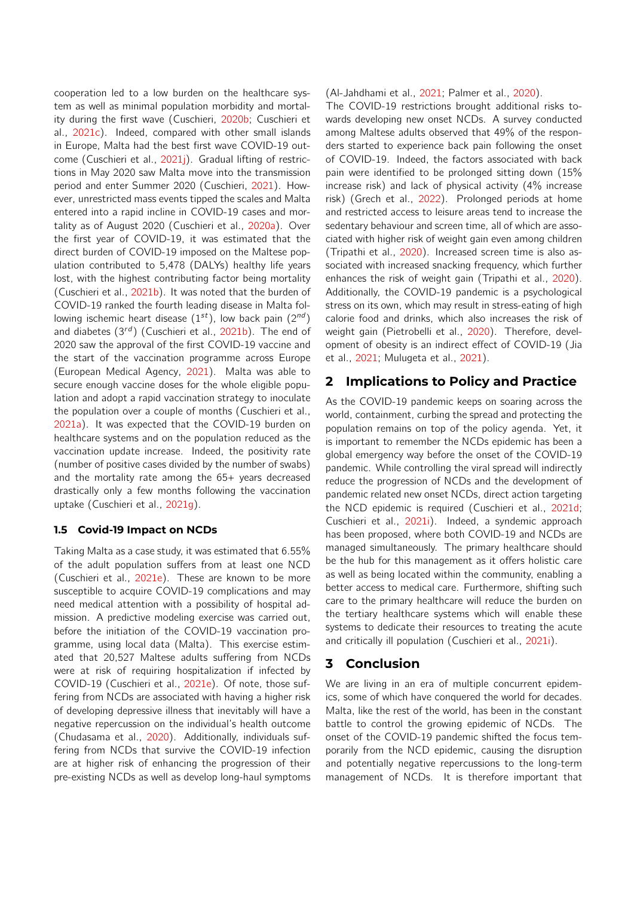cooperation led to a low burden on the healthcare system as well as minimal population morbidity and mortality during the first wave (Cuschieri, 2020b; Cuschieri et al., 2021c). Indeed, compared with other small islands in Europe, Malta had the best first wave COVID-19 outcome (Cuschieri et al., 2021j). Gradual lifting of restrictions in May 2020 saw Malta move into the transmission period and enter Summer 2020 (Cuschieri, 2021). However, unrestricted mass events tipped the scales and Malta entered into a rapid incline in COVID-19 cases and mortality as of August 2020 (Cuschieri et al., 2020a). Over the first year of COVID-19, it was estimated that the direct burden of COVID-19 imposed on the Maltese population contributed to 5,478 (DALYs) healthy life years lost, with the highest contributing factor being mortality (Cuschieri et al., 2021b). It was noted that the burden of COVID-19 ranked the fourth leading disease in Malta following ischemic heart disease ($1^{st}$), low back pain ($2^{nd}$) and diabetes ($3^{rd}$) (Cuschieri et al., 2021b). The end of 2020 saw the approval of the first COVID-19 vaccine and the start of the vaccination programme across Europe (European Medical Agency, 2021). Malta was able to secure enough vaccine doses for the whole eligible population and adopt a rapid vaccination strategy to inoculate the population over a couple of months (Cuschieri et al., 2021a). It was expected that the COVID-19 burden on healthcare systems and on the population reduced as the vaccination update increase. Indeed, the positivity rate (number of positive cases divided by the number of swabs) and the mortality rate among the 65+ years decreased drastically only a few months following the vaccination uptake (Cuschieri et al., 2021g).

### 1.5 Covid-19 Impact on NCDs

Taking Malta as a case study, it was estimated that 6.55% of the adult population suffers from at least one NCD (Cuschieri et al., 2021e). These are known to be more susceptible to acquire COVID-19 complications and may need medical attention with a possibility of hospital admission. A predictive modeling exercise was carried out, before the initiation of the COVID-19 vaccination programme, using local data (Malta). This exercise estimated that 20,527 Maltese adults suffering from NCDs were at risk of requiring hospitalization if infected by COVID-19 (Cuschieri et al., 2021e). Of note, those suffering from NCDs are associated with having a higher risk of developing depressive illness that inevitably will have a negative repercussion on the individual's health outcome (Chudasama et al., 2020). Additionally, individuals suffering from NCDs that survive the COVID-19 infection are at higher risk of enhancing the progression of their pre-existing NCDs as well as develop long-haul symptoms (Al-Jahdhami et al., 2021; Palmer et al., 2020).

The COVID-19 restrictions brought additional risks towards developing new onset NCDs. A survey conducted among Maltese adults observed that 49% of the responders started to experience back pain following the onset of COVID-19. Indeed, the factors associated with back pain were identified to be prolonged sitting down (15% increase risk) and lack of physical activity (4% increase risk) (Grech et al., 2022). Prolonged periods at home and restricted access to leisure areas tend to increase the sedentary behaviour and screen time, all of which are associated with higher risk of weight gain even among children (Tripathi et al., 2020). Increased screen time is also associated with increased snacking frequency, which further enhances the risk of weight gain (Tripathi et al., 2020). Additionally, the COVID-19 pandemic is a psychological stress on its own, which may result in stress-eating of high calorie food and drinks, which also increases the risk of weight gain (Pietrobelli et al., 2020). Therefore, development of obesity is an indirect effect of COVID-19 (Jia et al., 2021; Mulugeta et al., 2021).

## 2 Implications to Policy and Practice

As the COVID-19 pandemic keeps on soaring across the world, containment, curbing the spread and protecting the population remains on top of the policy agenda. Yet, it is important to remember the NCDs epidemic has been a global emergency way before the onset of the COVID-19 pandemic. While controlling the viral spread will indirectly reduce the progression of NCDs and the development of pandemic related new onset NCDs, direct action targeting the NCD epidemic is required (Cuschieri et al., 2021d; Cuschieri et al., 2021i). Indeed, a syndemic approach has been proposed, where both COVID-19 and NCDs are managed simultaneously. The primary healthcare should be the hub for this management as it offers holistic care as well as being located within the community, enabling a better access to medical care. Furthermore, shifting such care to the primary healthcare will reduce the burden on the tertiary healthcare systems which will enable these systems to dedicate their resources to treating the acute and critically ill population (Cuschieri et al., 2021i).

## 3 Conclusion

We are living in an era of multiple concurrent epidemics, some of which have conquered the world for decades. Malta, like the rest of the world, has been in the constant battle to control the growing epidemic of NCDs. The onset of the COVID-19 pandemic shifted the focus temporarily from the NCD epidemic, causing the disruption and potentially negative repercussions to the long-term management of NCDs. It is therefore important that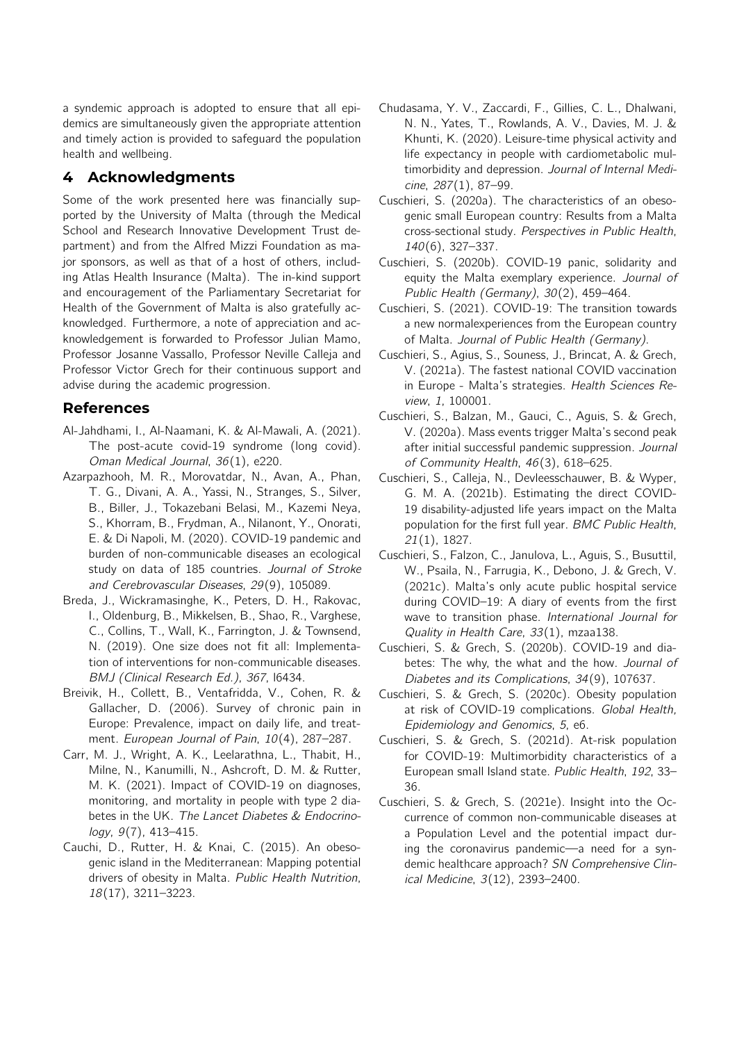a syndemic approach is adopted to ensure that all epidemics are simultaneously given the appropriate attention and timely action is provided to safeguard the population health and wellbeing.

## 4 Acknowledgments

Some of the work presented here was financially supported by the University of Malta (through the Medical School and Research Innovative Development Trust department) and from the Alfred Mizzi Foundation as major sponsors, as well as that of a host of others, including Atlas Health Insurance (Malta). The in-kind support and encouragement of the Parliamentary Secretariat for Health of the Government of Malta is also gratefully acknowledged. Furthermore, a note of appreciation and acknowledgement is forwarded to Professor Julian Mamo, Professor Josanne Vassallo, Professor Neville Calleja and Professor Victor Grech for their continuous support and advise during the academic progression.

## References

Al-Jahdhami, I., Al-Naamani, K. & Al-Mawali, A. (2021). The post-acute covid-19 syndrome (long covid). *Oman Medical Journal*, *36*(1), e220.

Azarpazhooh, M. R., Morovatdar, N., Avan, A., Phan, T. G., Divani, A. A., Yassi, N., Stranges, S., Silver, B., Biller, J., Tokazebani Belasi, M., Kazemi Neya, S., Khorram, B., Frydman, A., Nilanont, Y., Onorati, E. & Di Napoli, M. (2020). COVID-19 pandemic and burden of non-communicable diseases an ecological study on data of 185 countries. *Journal of Stroke and Cerebrovascular Diseases*, *29*(9), 105089.

Breda, J., Wickramasinghe, K., Peters, D. H., Rakovac, I., Oldenburg, B., Mikkelsen, B., Shao, R., Varghese, C., Collins, T., Wall, K., Farrington, J. & Townsend, N. (2019). One size does not fit all: Implementation of interventions for non-communicable diseases. *BMJ (Clinical Research Ed.)*, *367*, l6434.

Breivik, H., Collett, B., Ventafridda, V., Cohen, R. & Gallacher, D. (2006). Survey of chronic pain in Europe: Prevalence, impact on daily life, and treatment. *European Journal of Pain*, *10*(4), 287–287.

Carr, M. J., Wright, A. K., Leelarathna, L., Thabit, H., Milne, N., Kanumilli, N., Ashcroft, D. M. & Rutter, M. K. (2021). Impact of COVID-19 on diagnoses, monitoring, and mortality in people with type 2 diabetes in the UK. *The Lancet Diabetes & Endocrinology*, *9*(7), 413–415.

Cauchi, D., Rutter, H. & Knai, C. (2015). An obesogenic island in the Mediterranean: Mapping potential drivers of obesity in Malta. *Public Health Nutrition*, *18*(17), 3211–3223.

Chudasama, Y. V., Zaccardi, F., Gillies, C. L., Dhalwani, N. N., Yates, T., Rowlands, A. V., Davies, M. J. & Khunti, K. (2020). Leisure-time physical activity and life expectancy in people with cardiometabolic multimorbidity and depression. *Journal of Internal Medicine*, *287*(1), 87–99.

Cuschieri, S. (2020a). The characteristics of an obesogenic small European country: Results from a Malta cross-sectional study. *Perspectives in Public Health*, *140*(6), 327–337.

Cuschieri, S. (2020b). COVID-19 panic, solidarity and equity the Malta exemplary experience. *Journal of Public Health (Germany)*, *30*(2), 459–464.

Cuschieri, S. (2021). COVID-19: The transition towards a new normalexperiences from the European country of Malta. *Journal of Public Health (Germany)*.

Cuschieri, S., Agius, S., Souness, J., Brincat, A. & Grech, V. (2021a). The fastest national COVID vaccination in Europe - Malta's strategies. *Health Sciences Review*, *1*, 100001.

Cuschieri, S., Balzan, M., Gauci, C., Aguis, S. & Grech, V. (2020a). Mass events trigger Malta's second peak after initial successful pandemic suppression. *Journal of Community Health*, *46*(3), 618–625.

Cuschieri, S., Calleja, N., Devleesschauwer, B. & Wyper, G. M. A. (2021b). Estimating the direct COVID-19 disability-adjusted life years impact on the Malta population for the first full year. *BMC Public Health*, *21*(1), 1827.

Cuschieri, S., Falzon, C., Janulova, L., Aguis, S., Busuttil, W., Psaila, N., Farrugia, K., Debono, J. & Grech, V. (2021c). Malta's only acute public hospital service during COVID–19: A diary of events from the first wave to transition phase. *International Journal for Quality in Health Care*, *33*(1), mzaa138.

Cuschieri, S. & Grech, S. (2020b). COVID-19 and diabetes: The why, the what and the how. *Journal of Diabetes and its Complications*, *34*(9), 107637.

Cuschieri, S. & Grech, S. (2020c). Obesity population at risk of COVID-19 complications. *Global Health, Epidemiology and Genomics*, *5*, e6.

Cuschieri, S. & Grech, S. (2021d). At-risk population for COVID-19: Multimorbidity characteristics of a European small Island state. *Public Health*, *192*, 33–36.

Cuschieri, S. & Grech, S. (2021e). Insight into the Occurrence of common non-communicable diseases at a Population Level and the potential impact during the coronavirus pandemic—a need for a syndemic healthcare approach? *SN Comprehensive Clinical Medicine*, *3*(12), 2393–2400.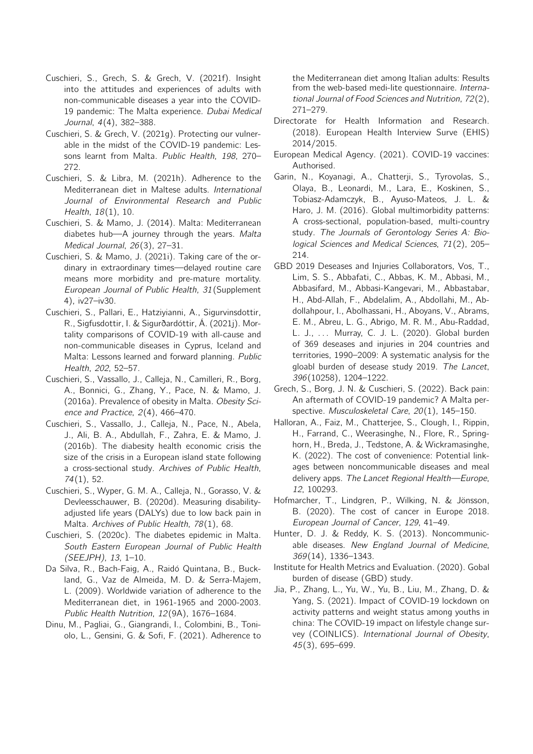Cuschieri, S., Grech, S. & Grech, V. (2021f). Insight into the attitudes and experiences of adults with non-communicable diseases a year into the COVID-19 pandemic: The Malta experience. *Dubai Medical Journal*, *4*(4), 382–388.

Cuschieri, S. & Grech, V. (2021g). Protecting our vulnerable in the midst of the COVID-19 pandemic: Lessons learnt from Malta. *Public Health*, *198*, 270–272.

Cuschieri, S. & Libra, M. (2021h). Adherence to the Mediterranean diet in Maltese adults. *International Journal of Environmental Research and Public Health*, *18*(1), 10.

Cuschieri, S. & Mamo, J. (2014). Malta: Mediterranean diabetes hub—A journey through the years. *Malta Medical Journal*, *26*(3), 27–31.

Cuschieri, S. & Mamo, J. (2021i). Taking care of the ordinary in extraordinary times—delayed routine care means more morbidity and pre-mature mortality. *European Journal of Public Health*, *31*(Supplement 4), iv27–iv30.

Cuschieri, S., Pallari, E., Hatziyianni, A., Sigurvinsdottir, R., Sigfusdottir, I. & Sigurðardóttir, Á. (2021j). Mortality comparisons of COVID-19 with all-cause and non-communicable diseases in Cyprus, Iceland and Malta: Lessons learned and forward planning. *Public Health*, *202*, 52–57.

Cuschieri, S., Vassallo, J., Calleja, N., Camilleri, R., Borg, A., Bonnici, G., Zhang, Y., Pace, N. & Mamo, J. (2016a). Prevalence of obesity in Malta. *Obesity Science and Practice*, *2*(4), 466–470.

Cuschieri, S., Vassallo, J., Calleja, N., Pace, N., Abela, J., Ali, B. A., Abdullah, F., Zahra, E. & Mamo, J. (2016b). The diabesity health economic crisis the size of the crisis in a European island state following a cross-sectional study. *Archives of Public Health*, *74*(1), 52.

Cuschieri, S., Wyper, G. M. A., Calleja, N., Gorasso, V. & Devleesschauwer, B. (2020d). Measuring disability-adjusted life years (DALYs) due to low back pain in Malta. *Archives of Public Health*, *78*(1), 68.

Cuschieri, S. (2020c). The diabetes epidemic in Malta. *South Eastern European Journal of Public Health (SEEJPH)*, *13*, 1–10.

Da Silva, R., Bach-Faig, A., Raidó Quintana, B., Buckland, G., Vaz de Almeida, M. D. & Serra-Majem, L. (2009). Worldwide variation of adherence to the Mediterranean diet, in 1961-1965 and 2000-2003. *Public Health Nutrition*, *12*(9A), 1676–1684.

Dinu, M., Pagliai, G., Giangrandi, I., Colombini, B., Toniolo, L., Gensini, G. & Sofi, F. (2021). Adherence to the Mediterranean diet among Italian adults: Results from the web-based medi-lite questionnaire. *International Journal of Food Sciences and Nutrition*, *72*(2), 271–279.

Directorate for Health Information and Research. (2018). European Health Interview Surve (EHIS) 2014/2015.

European Medical Agency. (2021). COVID-19 vaccines: Authorised.

Garin, N., Koyanagi, A., Chatterji, S., Tyrovolas, S., Olaya, B., Leonardi, M., Lara, E., Koskinen, S., Tobiasz-Adamczyk, B., Ayuso-Mateos, J. L. & Haro, J. M. (2016). Global multimorbidity patterns: A cross-sectional, population-based, multi-country study. *The Journals of Gerontology Series A: Biological Sciences and Medical Sciences*, *71*(2), 205–214.

GBD 2019 Deseases and Injuries Collaborators, Vos, T., Lim, S. S., Abbafati, C., Abbas, K. M., Abbasi, M., Abbasifard, M., Abbasi-Kangevari, M., Abbastabar, H., Abd-Allah, F., Abdelalim, A., Abdollahi, M., Abdollahpour, I., Abolhassani, H., Aboyans, V., Abrams, E. M., Abreu, L. G., Abrigo, M. R. M., Abu-Raddad, L. J., . . . Murray, C. J. L. (2020). Global burden of 369 deseases and injuries in 204 countries and territories, 1990–2009: A systematic analysis for the gloabl burden of desease study 2019. *The Lancet*, *396*(10258), 1204–1222.

Grech, S., Borg, J. N. & Cuschieri, S. (2022). Back pain: An aftermath of COVID-19 pandemic? A Malta perspective. *Musculoskeletal Care*, *20*(1), 145–150.

Halloran, A., Faiz, M., Chatterjee, S., Clough, I., Rippin, H., Farrand, C., Weerasinghe, N., Flore, R., Springhorn, H., Breda, J., Tedstone, A. & Wickramasinghe, K. (2022). The cost of convenience: Potential linkages between noncommunicable diseases and meal delivery apps. *The Lancet Regional Health—Europe*, *12*, 100293.

Hofmarcher, T., Lindgren, P., Wilking, N. & Jönsson, B. (2020). The cost of cancer in Europe 2018. *European Journal of Cancer*, *129*, 41–49.

Hunter, D. J. & Reddy, K. S. (2013). Noncommunicable diseases. *New England Journal of Medicine*, *369*(14), 1336–1343.

Institute for Health Metrics and Evaluation. (2020). Gobal burden of disease (GBD) study.

Jia, P., Zhang, L., Yu, W., Yu, B., Liu, M., Zhang, D. & Yang, S. (2021). Impact of COVID-19 lockdown on activity patterns and weight status among youths in china: The COVID-19 impact on lifestyle change survey (COINLICS). *International Journal of Obesity*, *45*(3), 695–699.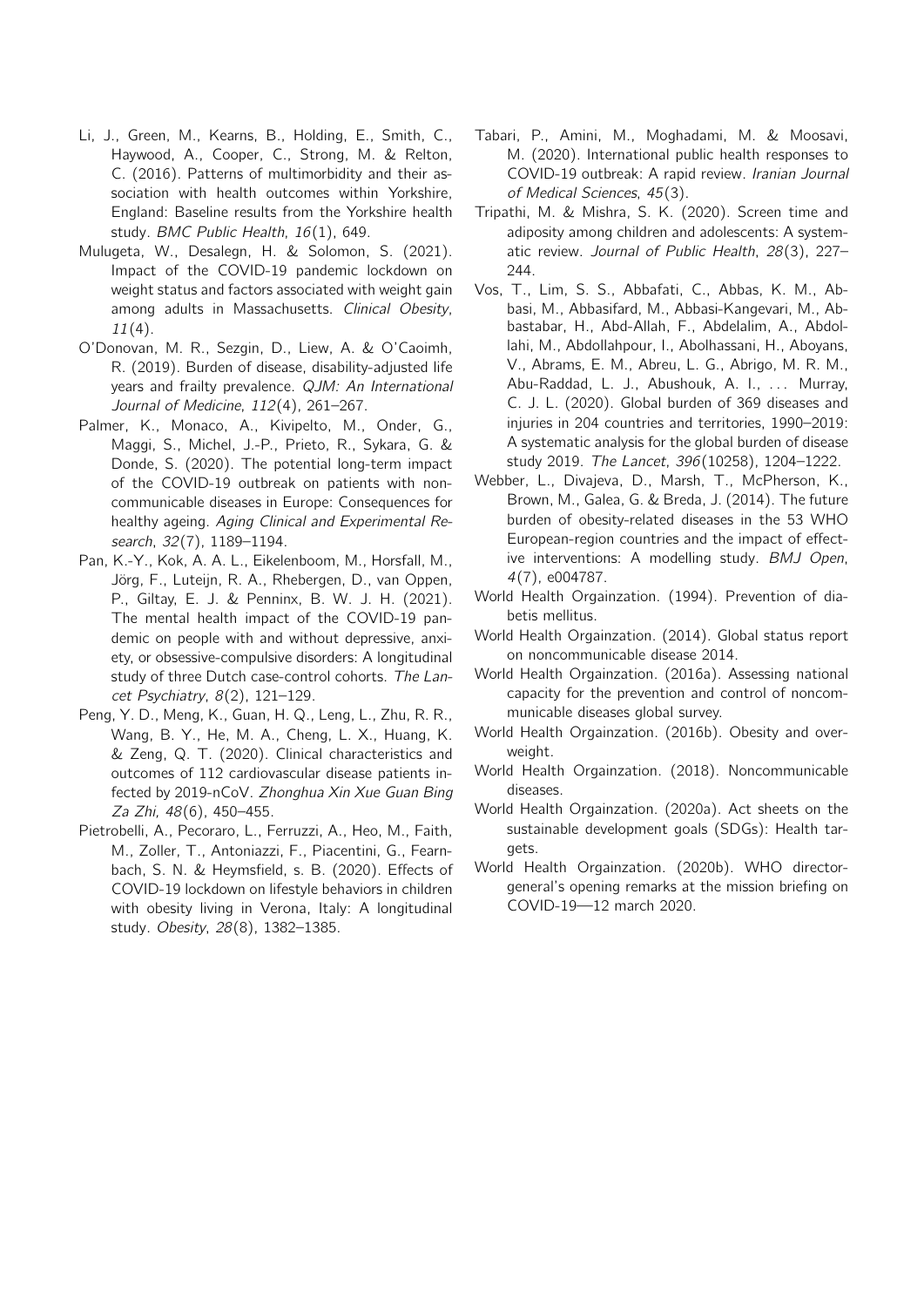Li, J., Green, M., Kearns, B., Holding, E., Smith, C., Haywood, A., Cooper, C., Strong, M. & Relton, C. (2016). Patterns of multimorbidity and their association with health outcomes within Yorkshire, England: Baseline results from the Yorkshire health study. *BMC Public Health*, *16*(1), 649.

Mulugeta, W., Desalegn, H. & Solomon, S. (2021). Impact of the COVID-19 pandemic lockdown on weight status and factors associated with weight gain among adults in Massachusetts. *Clinical Obesity*, *11*(4).

O'Donovan, M. R., Sezgin, D., Liew, A. & O'Caoimh, R. (2019). Burden of disease, disability-adjusted life years and frailty prevalence. *QJM: An International Journal of Medicine*, *112*(4), 261–267.

Palmer, K., Monaco, A., Kivipelto, M., Onder, G., Maggi, S., Michel, J.-P., Prieto, R., Sykara, G. & Donde, S. (2020). The potential long-term impact of the COVID-19 outbreak on patients with non-communicable diseases in Europe: Consequences for healthy ageing. *Aging Clinical and Experimental Research*, *32*(7), 1189–1194.

Pan, K.-Y., Kok, A. A. L., Eikelenboom, M., Horsfall, M., Jörg, F., Luteijn, R. A., Rhebergen, D., van Oppen, P., Giltay, E. J. & Penninx, B. W. J. H. (2021). The mental health impact of the COVID-19 pandemic on people with and without depressive, anxiety, or obsessive-compulsive disorders: A longitudinal study of three Dutch case-control cohorts. *The Lancet Psychiatry*, *8*(2), 121–129.

Peng, Y. D., Meng, K., Guan, H. Q., Leng, L., Zhu, R. R., Wang, B. Y., He, M. A., Cheng, L. X., Huang, K. & Zeng, Q. T. (2020). Clinical characteristics and outcomes of 112 cardiovascular disease patients infected by 2019-nCoV. *Zhonghua Xin Xue Guan Bing Za Zhi*, *48*(6), 450–455.

Pietrobelli, A., Pecoraro, L., Ferruzzi, A., Heo, M., Faith, M., Zoller, T., Antoniazzi, F., Piacentini, G., Fearnbach, S. N. & Heymsfield, s. B. (2020). Effects of COVID-19 lockdown on lifestyle behaviors in children with obesity living in Verona, Italy: A longitudinal study. *Obesity*, *28*(8), 1382–1385.

Tabari, P., Amini, M., Moghadami, M. & Moosavi, M. (2020). International public health responses to COVID-19 outbreak: A rapid review. *Iranian Journal of Medical Sciences*, *45*(3).

Tripathi, M. & Mishra, S. K. (2020). Screen time and adiposity among children and adolescents: A systematic review. *Journal of Public Health*, *28*(3), 227–244.

Vos, T., Lim, S. S., Abbafati, C., Abbas, K. M., Abbasi, M., Abbasifard, M., Abbasi-Kangevari, M., Abbastabar, H., Abd-Allah, F., Abdelalim, A., Abdollahi, M., Abdollahpour, I., Abolhassani, H., Aboyans, V., Abrams, E. M., Abreu, L. G., Abrigo, M. R. M., Abu-Raddad, L. J., Abushouk, A. I., ... Murray, C. J. L. (2020). Global burden of 369 diseases and injuries in 204 countries and territories, 1990–2019: A systematic analysis for the global burden of disease study 2019. *The Lancet*, *396*(10258), 1204–1222.

Webber, L., Divajeva, D., Marsh, T., McPherson, K., Brown, M., Galea, G. & Breda, J. (2014). The future burden of obesity-related diseases in the 53 WHO European-region countries and the impact of effective interventions: A modelling study. *BMJ Open*, *4*(7), e004787.

World Health Orgainzation. (1994). Prevention of diabetis mellitus.

World Health Orgainzation. (2014). Global status report on noncommunicable disease 2014.

World Health Orgainzation. (2016a). Assessing national capacity for the prevention and control of noncommunicable diseases global survey.

World Health Orgainzation. (2016b). Obesity and overweight.

World Health Orgainzation. (2018). Noncommunicable diseases.

World Health Orgainzation. (2020a). Act sheets on the sustainable development goals (SDGs): Health targets.

World Health Orgainzation. (2020b). WHO director-general's opening remarks at the mission briefing on COVID-19—12 march 2020.